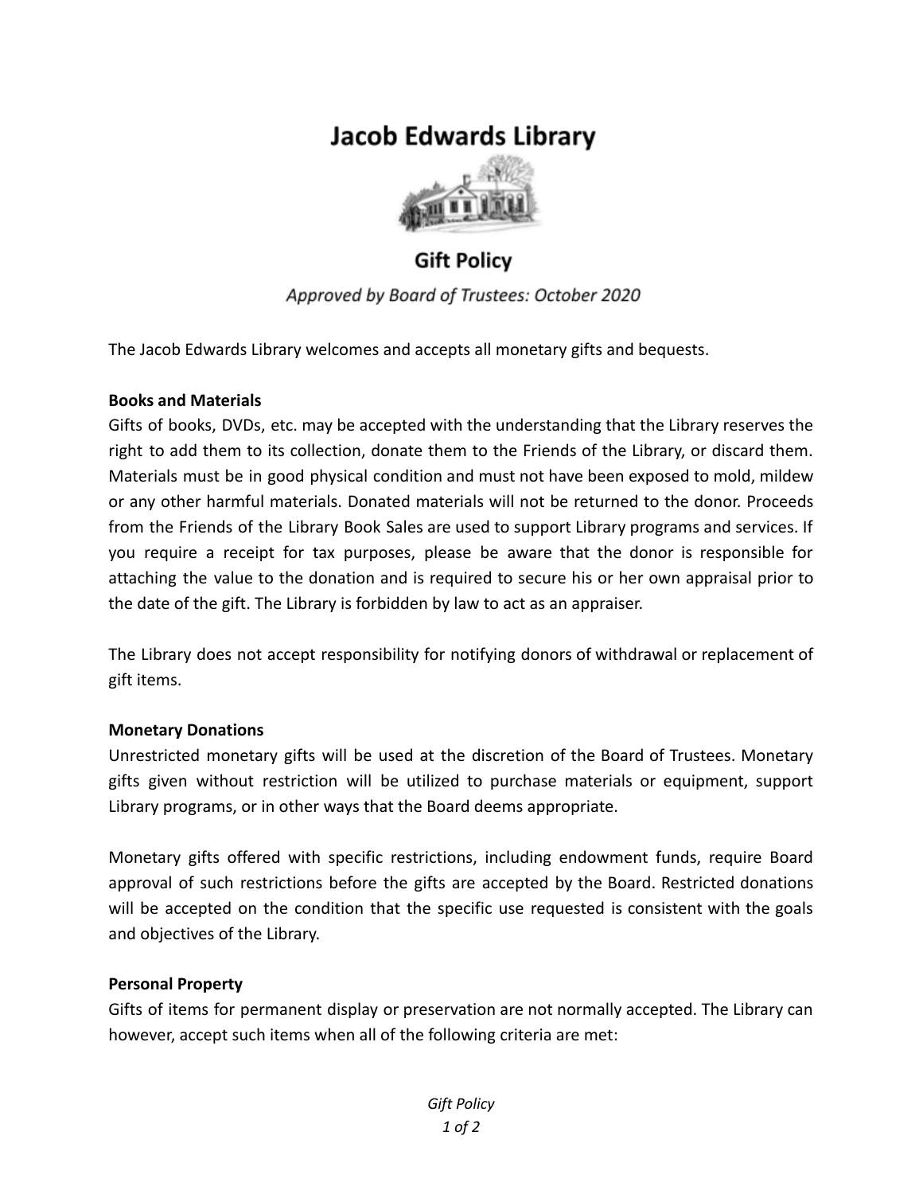# Jacob Edwards Library

## Gift Policy

*Approved by Board of Trustees: October 2020*

The Jacob Edwards Library welcomes and accepts all monetary gifts and bequests.

**Books and Materials**

Gifts of books, DVDs, etc. may be accepted with the understanding that the Library reserves the right to add them to its collection, donate them to the Friends of the Library, or discard them. Materials must be in good physical condition and must not have been exposed to mold, mildew or any other harmful materials. Donated materials will not be returned to the donor. Proceeds from the Friends of the Library Book Sales are used to support Library programs and services. If you require a receipt for tax purposes, please be aware that the donor is responsible for attaching the value to the donation and is required to secure his or her own appraisal prior to the date of the gift. The Library is forbidden by law to act as an appraiser.

The Library does not accept responsibility for notifying donors of withdrawal or replacement of gift items.

**Monetary Donations**

Unrestricted monetary gifts will be used at the discretion of the Board of Trustees. Monetary gifts given without restriction will be utilized to purchase materials or equipment, support Library programs, or in other ways that the Board deems appropriate.

Monetary gifts offered with specific restrictions, including endowment funds, require Board approval of such restrictions before the gifts are accepted by the Board. Restricted donations will be accepted on the condition that the specific use requested is consistent with the goals and objectives of the Library.

**Personal Property**

Gifts of items for permanent display or preservation are not normally accepted. The Library can however, accept such items when all of the following criteria are met: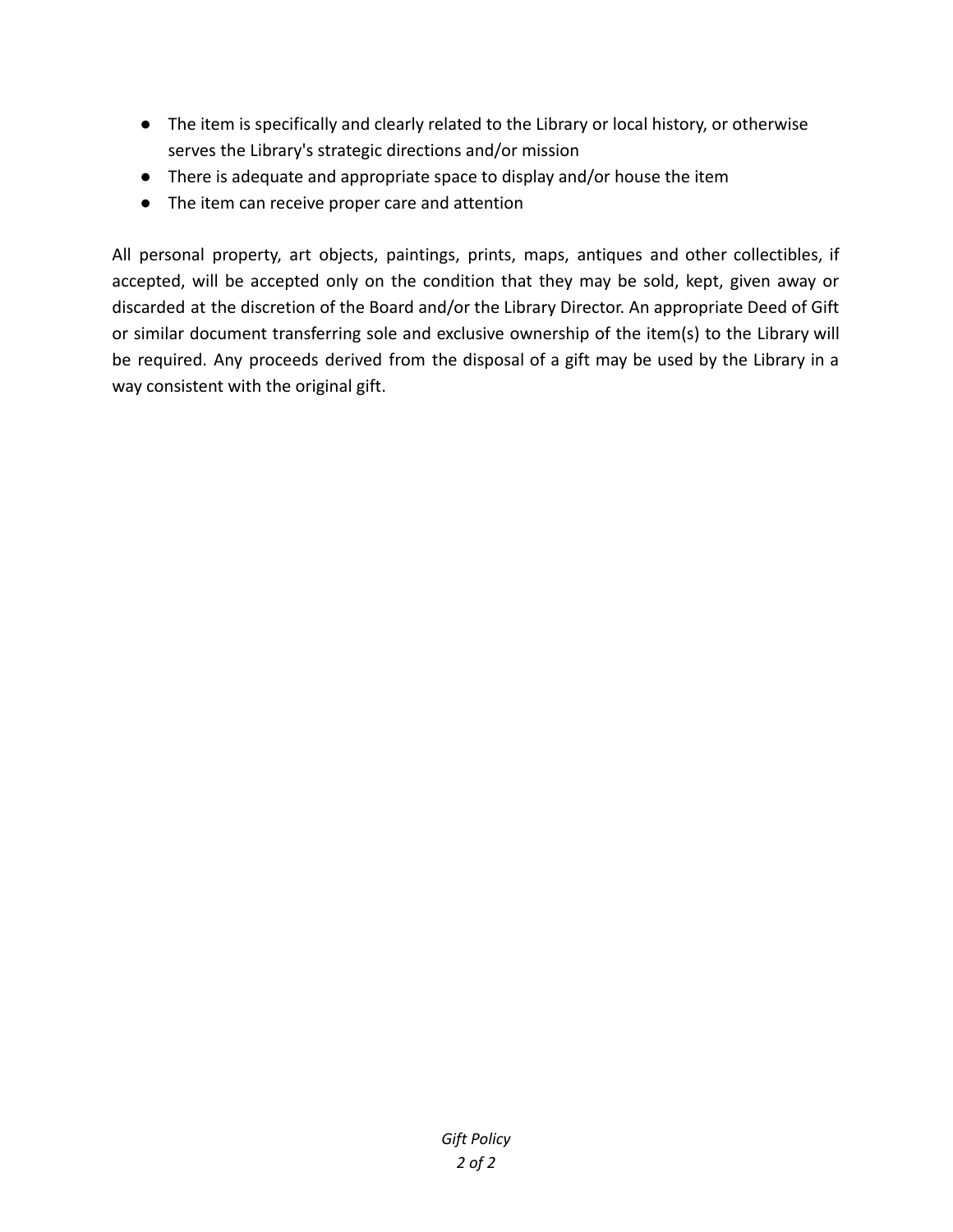- The item is specifically and clearly related to the Library or local history, or otherwise serves the Library's strategic directions and/or mission
- There is adequate and appropriate space to display and/or house the item
- The item can receive proper care and attention

All personal property, art objects, paintings, prints, maps, antiques and other collectibles, if accepted, will be accepted only on the condition that they may be sold, kept, given away or discarded at the discretion of the Board and/or the Library Director. An appropriate Deed of Gift or similar document transferring sole and exclusive ownership of the item(s) to the Library will be required. Any proceeds derived from the disposal of a gift may be used by the Library in a way consistent with the original gift.